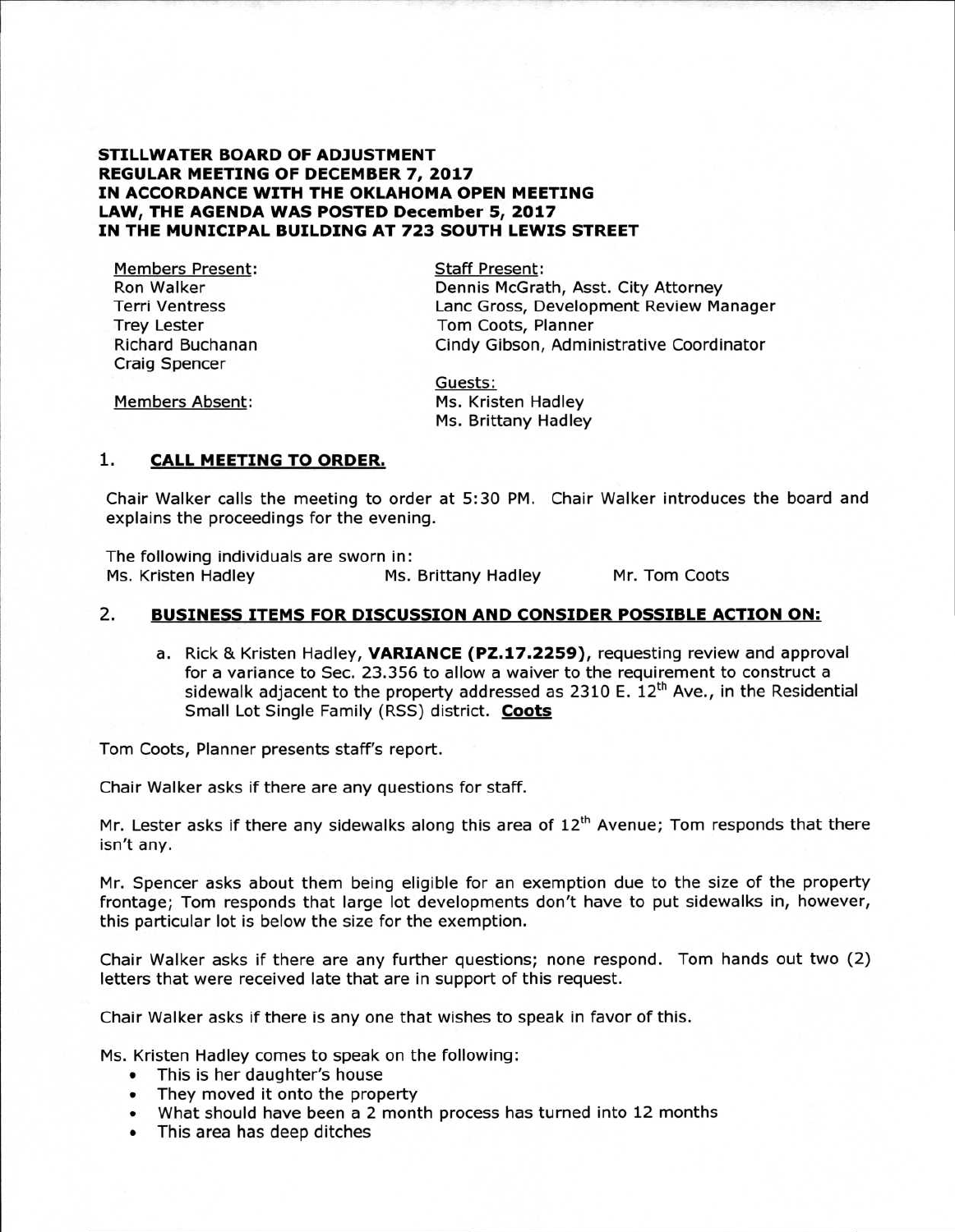**STILLWATER BOARD OF ADJUSTMENT**
**REGULAR MEETING OF DECEMBER 7, 2017**
**IN ACCORDANCE WITH THE OKLAHOMA OPEN MEETING LAW, THE AGENDA WAS POSTED December 5, 2017 IN THE MUNICIPAL BUILDING AT 723 SOUTH LEWIS STREET**

Members Present:
Ron Walker
Terri Ventress
Trey Lester
Richard Buchanan
Craig Spencer

Members Absent:

Staff Present:
Dennis McGrath, Asst. City Attorney
Lanc Gross, Development Review Manager
Tom Coots, Planner
Cindy Gibson, Administrative Coordinator

Guests:
Ms. Kristen Hadley
Ms. Brittany Hadley

## 1. CALL MEETING TO ORDER.

Chair Walker calls the meeting to order at 5:30 PM. Chair Walker introduces the board and explains the proceedings for the evening.

The following individuals are sworn in:
Ms. Kristen Hadley Ms. Brittany Hadley Mr. Tom Coots

## 2. BUSINESS ITEMS FOR DISCUSSION AND CONSIDER POSSIBLE ACTION ON:

a. Rick & Kristen Hadley, **VARIANCE (PZ.17.2259)**, requesting review and approval for a variance to Sec. 23.356 to allow a waiver to the requirement to construct a sidewalk adjacent to the property addressed as 2310 E. 12th Ave., in the Residential Small Lot Single Family (RSS) district. **Coots**

Tom Coots, Planner presents staff's report.

Chair Walker asks if there are any questions for staff.

Mr. Lester asks if there any sidewalks along this area of 12th Avenue; Tom responds that there isn't any.

Mr. Spencer asks about them being eligible for an exemption due to the size of the property frontage; Tom responds that large lot developments don't have to put sidewalks in, however, this particular lot is below the size for the exemption.

Chair Walker asks if there are any further questions; none respond. Tom hands out two (2) letters that were received late that are in support of this request.

Chair Walker asks if there is any one that wishes to speak in favor of this.

Ms. Kristen Hadley comes to speak on the following:

- This is her daughter's house
- They moved it onto the property
- What should have been a 2 month process has turned into 12 months
- This area has deep ditches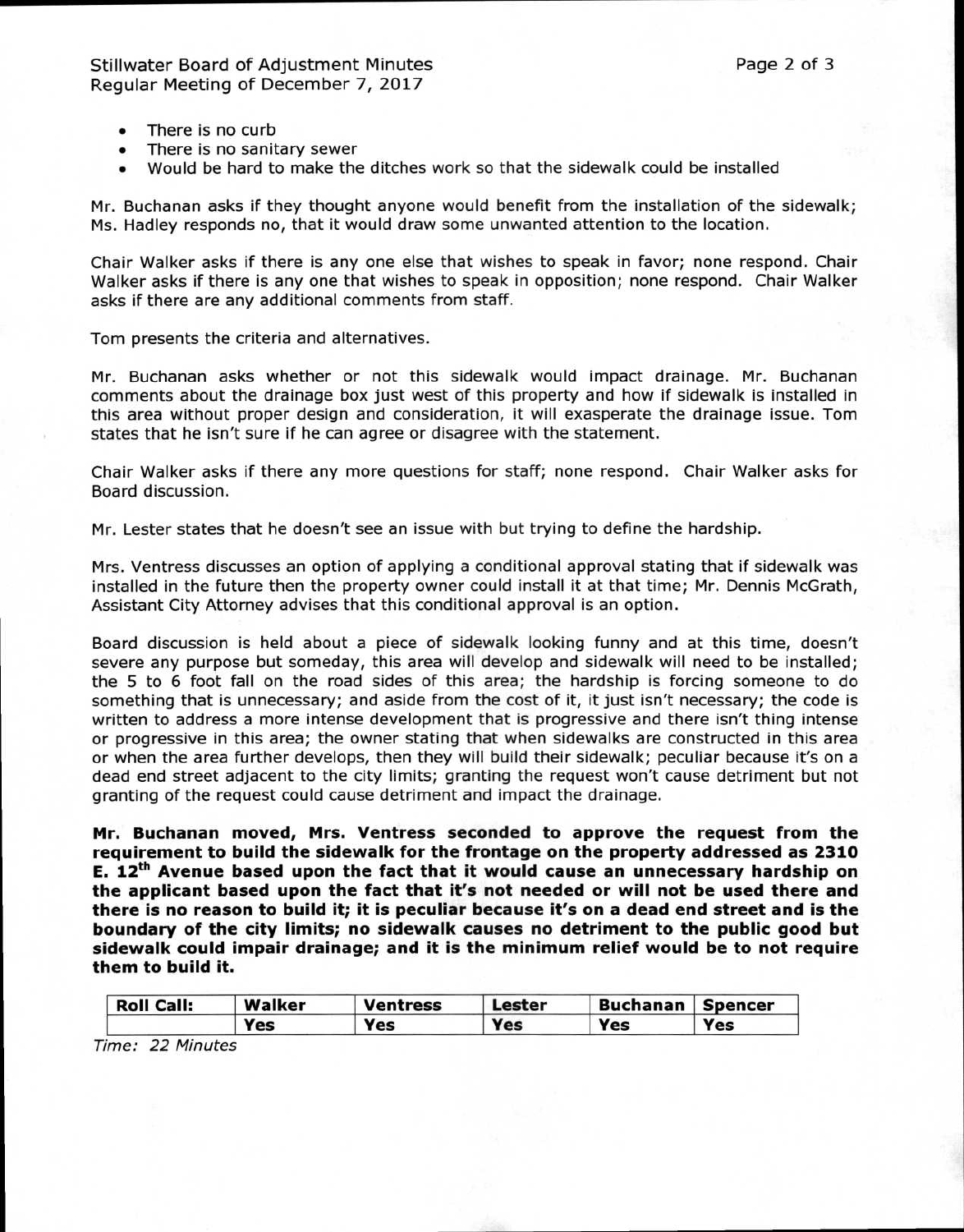- There is no curb
- There is no sanitary sewer
- Would be hard to make the ditches work so that the sidewalk could be installed

Mr. Buchanan asks if they thought anyone would benefit from the installation of the sidewalk; Ms. Hadley responds no, that it would draw some unwanted attention to the location.

Chair Walker asks if there is any one else that wishes to speak in favor; none respond. Chair Walker asks if there is any one that wishes to speak in opposition; none respond. Chair Walker asks if there are any additional comments from staff.

Tom presents the criteria and alternatives.

Mr. Buchanan asks whether or not this sidewalk would impact drainage. Mr. Buchanan comments about the drainage box just west of this property and how if sidewalk is installed in this area without proper design and consideration, it will exasperate the drainage issue. Tom states that he isn't sure if he can agree or disagree with the statement.

Chair Walker asks if there any more questions for staff; none respond. Chair Walker asks for Board discussion.

Mr. Lester states that he doesn't see an issue with but trying to define the hardship.

Mrs. Ventress discusses an option of applying a conditional approval stating that if sidewalk was installed in the future then the property owner could install it at that time; Mr. Dennis McGrath, Assistant City Attorney advises that this conditional approval is an option.

Board discussion is held about a piece of sidewalk looking funny and at this time, doesn't severe any purpose but someday, this area will develop and sidewalk will need to be installed; the 5 to 6 foot fall on the road sides of this area; the hardship is forcing someone to do something that is unnecessary; and aside from the cost of it, it just isn't necessary; the code is written to address a more intense development that is progressive and there isn't thing intense or progressive in this area; the owner stating that when sidewalks are constructed in this area or when the area further develops, then they will build their sidewalk; peculiar because it's on a dead end street adjacent to the city limits; granting the request won't cause detriment but not granting of the request could cause detriment and impact the drainage.

**Mr. Buchanan moved, Mrs. Ventress seconded to approve the request from the requirement to build the sidewalk for the frontage on the property addressed as 2310 E. 12th Avenue based upon the fact that it would cause an unnecessary hardship on the applicant based upon the fact that it's not needed or will not be used there and there is no reason to build it; it is peculiar because it's on a dead end street and is the boundary of the city limits; no sidewalk causes no detriment to the public good but sidewalk could impair drainage; and it is the minimum relief would be to not require them to build it.**

| Roll Call: | Walker | Ventress | Lester | Buchanan | Spencer |
|---|---|---|---|---|---|
| | Yes | Yes | Yes | Yes | Yes |

*Time: 22 Minutes*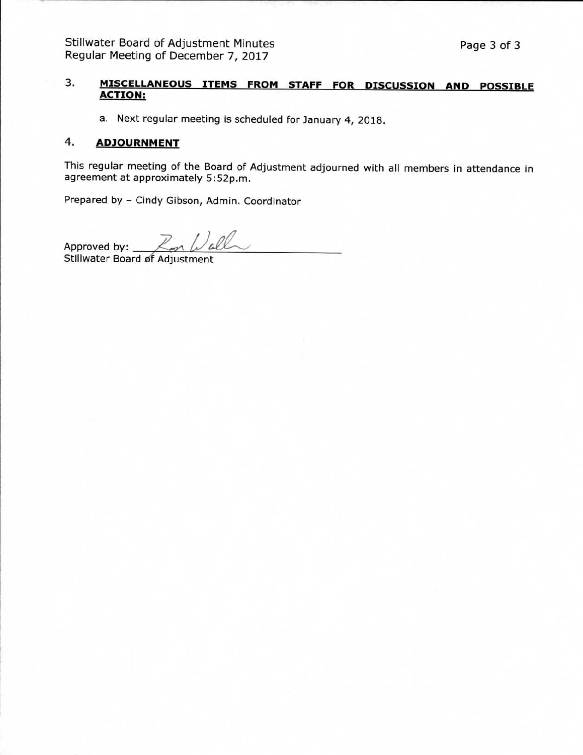## 3. MISCELLANEOUS ITEMS FROM STAFF FOR DISCUSSION AND POSSIBLE ACTION:

a. Next regular meeting is scheduled for January 4, 2018.

## 4. ADJOURNMENT

This regular meeting of the Board of Adjustment adjourned with all members in attendance in agreement at approximately 5:52p.m.

Prepared by – Cindy Gibson, Admin. Coordinator

Approved by: Ron Wall
Stillwater Board of Adjustment